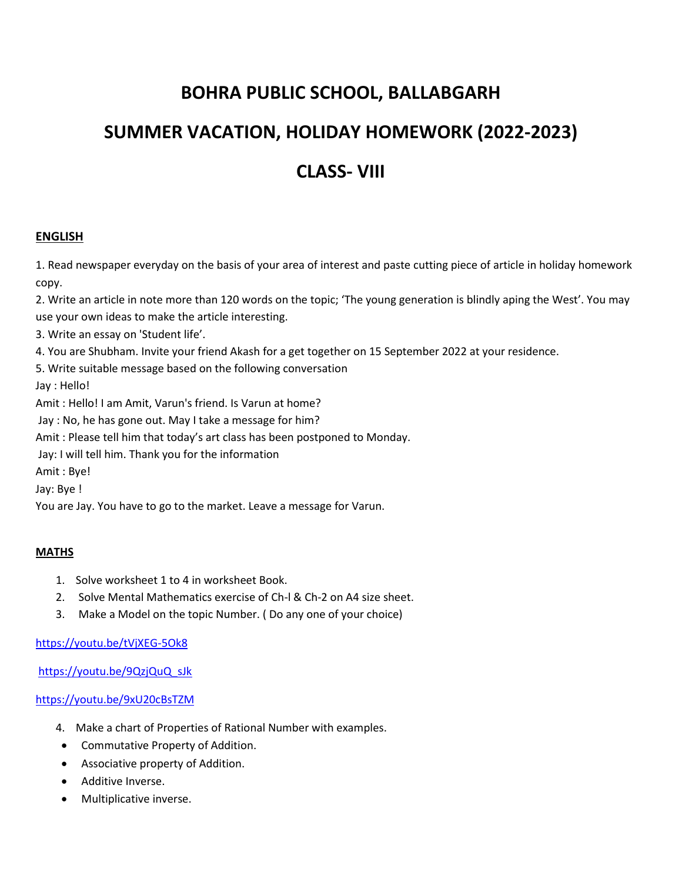# BOHRA PUBLIC SCHOOL, BALLABGARH

# SUMMER VACATION, HOLIDAY HOMEWORK (2022-2023)

# CLASS- VIII

## ENGLISH

1. Read newspaper everyday on the basis of your area of interest and paste cutting piece of article in holiday homework copy.
2. Write an article in note more than 120 words on the topic; 'The young generation is blindly aping the West'. You may use your own ideas to make the article interesting.
3. Write an essay on 'Student life'.
4. You are Shubham. Invite your friend Akash for a get together on 15 September 2022 at your residence.
5. Write suitable message based on the following conversation

Jay : Hello!

Amit : Hello! I am Amit, Varun's friend. Is Varun at home?

Jay : No, he has gone out. May I take a message for him?

Amit : Please tell him that today's art class has been postponed to Monday.

Jay: I will tell him. Thank you for the information

Amit : Bye!

Jay: Bye !

You are Jay. You have to go to the market. Leave a message for Varun.

## MATHS

1. Solve worksheet 1 to 4 in worksheet Book.
2. Solve Mental Mathematics exercise of Ch-l & Ch-2 on A4 size sheet.
3. Make a Model on the topic Number. ( Do any one of your choice)

https://youtu.be/tVjXEG-5Ok8

https://youtu.be/9QzjQuQ_sJk

https://youtu.be/9xU20cBsTZM

4. Make a chart of Properties of Rational Number with examples.

- Commutative Property of Addition.
- Associative property of Addition.
- Additive Inverse.
- Multiplicative inverse.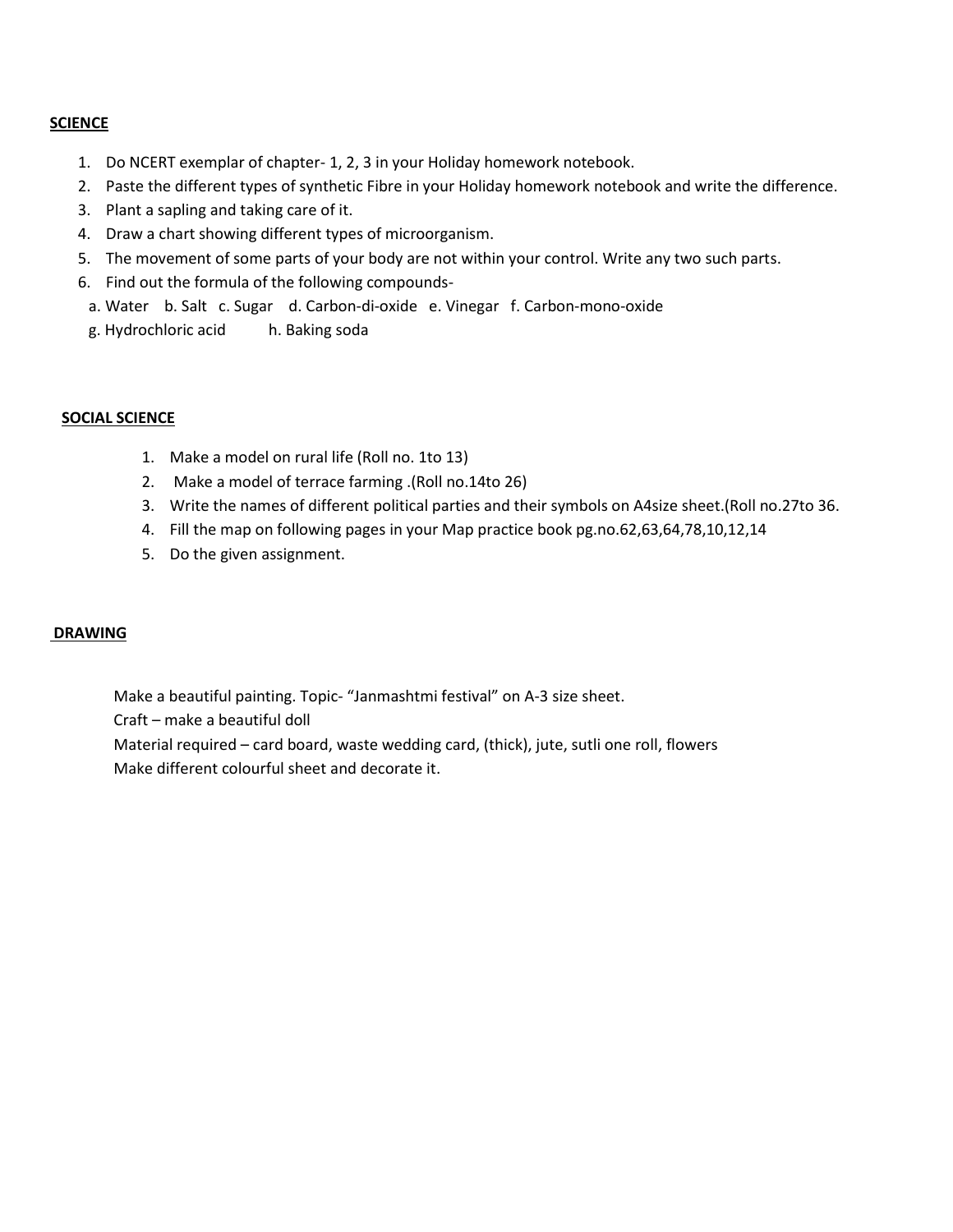## SCIENCE

1. Do NCERT exemplar of chapter- 1, 2, 3 in your Holiday homework notebook.
2. Paste the different types of synthetic Fibre in your Holiday homework notebook and write the difference.
3. Plant a sapling and taking care of it.
4. Draw a chart showing different types of microorganism.
5. The movement of some parts of your body are not within your control. Write any two such parts.
6. Find out the formula of the following compounds-

   a. Water b. Salt c. Sugar d. Carbon-di-oxide e. Vinegar f. Carbon-mono-oxide

   g. Hydrochloric acid h. Baking soda

## SOCIAL SCIENCE

1. Make a model on rural life (Roll no. 1to 13)
2. Make a model of terrace farming .(Roll no.14to 26)
3. Write the names of different political parties and their symbols on A4size sheet.(Roll no.27to 36.
4. Fill the map on following pages in your Map practice book pg.no.62,63,64,78,10,12,14
5. Do the given assignment.

## DRAWING

Make a beautiful painting. Topic- "Janmashtmi festival" on A-3 size sheet.

Craft – make a beautiful doll

Material required – card board, waste wedding card, (thick), jute, sutli one roll, flowers

Make different colourful sheet and decorate it.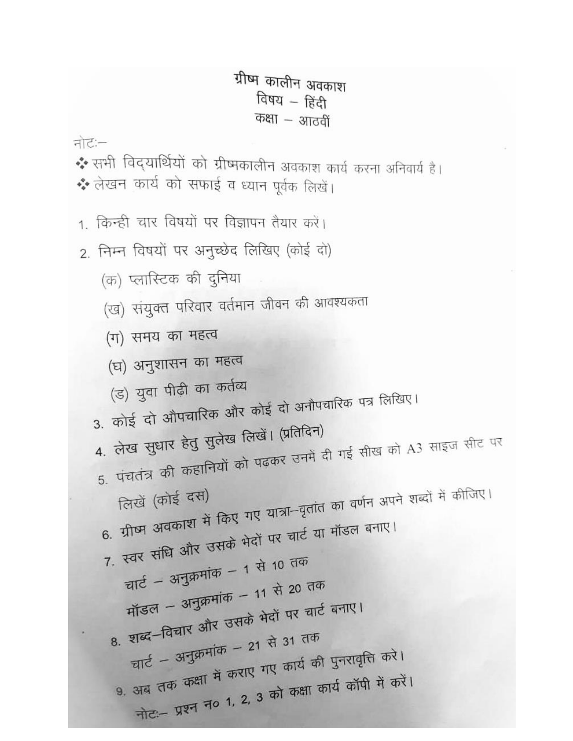# ग्रीष्म कालीन अवकाश
## विषय – हिंदी
## कक्षा – आठवीं

नोट:–

- सभी विद्यार्थियों को ग्रीष्मकालीन अवकाश कार्य करना अनिवार्य है।
- लेखन कार्य को सफाई व ध्यान पूर्वक लिखें।

1. किन्ही चार विषयों पर विज्ञापन तैयार करें।
2. निम्न विषयों पर अनुच्छेद लिखिए (कोई दो)
   (क) प्लास्टिक की दुनिया
   (ख) संयुक्त परिवार वर्तमान जीवन की आवश्यकता
   (ग) समय का महत्व
   (घ) अनुशासन का महत्व
   (ड) युवा पीढ़ी का कर्तव्य
3. कोई दो औपचारिक और कोई दो अनौपचारिक पत्र लिखिए।
4. लेख सुधार हेतु सुलेख लिखें। (प्रतिदिन)
5. पंचतंत्र की कहानियों को पढ़कर उनमें दी गई सीख को A3 साइज सीट पर लिखें (कोई दस)
6. ग्रीष्म अवकाश में किए गए यात्रा–वृतांत का वर्णन अपने शब्दों में कीजिए।
7. स्वर संधि और उसके भेदों पर चार्ट या मॉडल बनाए।
   चार्ट – अनुक्रमांक – 1 से 10 तक
   मॉडल – अनुक्रमांक – 11 से 20 तक
8. शब्द–विचार और उसके भेदों पर चार्ट बनाए।
   चार्ट – अनुक्रमांक – 21 से 31 तक
9. अब तक कक्षा में कराए गए कार्य की पुनरावृत्ति करे।

नोट:– प्रश्न न० 1, 2, 3 को कक्षा कार्य कॉपी में करें।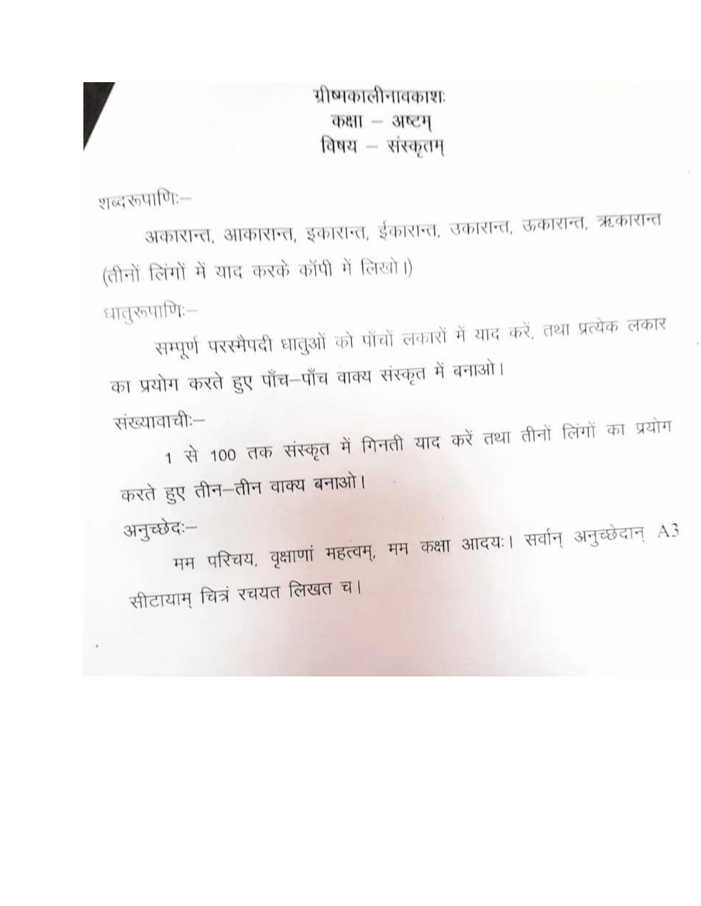# ग्रीष्मकालीनावकाशः
## कक्षा – अष्टम्
## विषय – संस्कृतम्

**शब्दरूपाणिः–**

अकारान्त, आकारान्त, इकारान्त, ईकारान्त, उकारान्त, ऊकारान्त, ऋकारान्त (तीनों लिंगों में याद करके कॉपी में लिखो।)

**धातुरूपाणिः–**

सम्पूर्ण परस्मैपदी धातुओं को पाँचों लकारों में याद करें, तथा प्रत्येक लकार का प्रयोग करते हुए पाँच–पाँच वाक्य संस्कृत में बनाओ।

**संख्यावाचीः–**

1 से 100 तक संस्कृत में गिनती याद करें तथा तीनों लिंगों का प्रयोग करते हुए तीन–तीन वाक्य बनाओ।

**अनुच्छेदः–**

मम परिचय, वृक्षाणां महत्वम्, मम कक्षा आदयः। सर्वान् अनुच्छेदान् A3 सीटायाम् चित्रं रचयत लिखत च।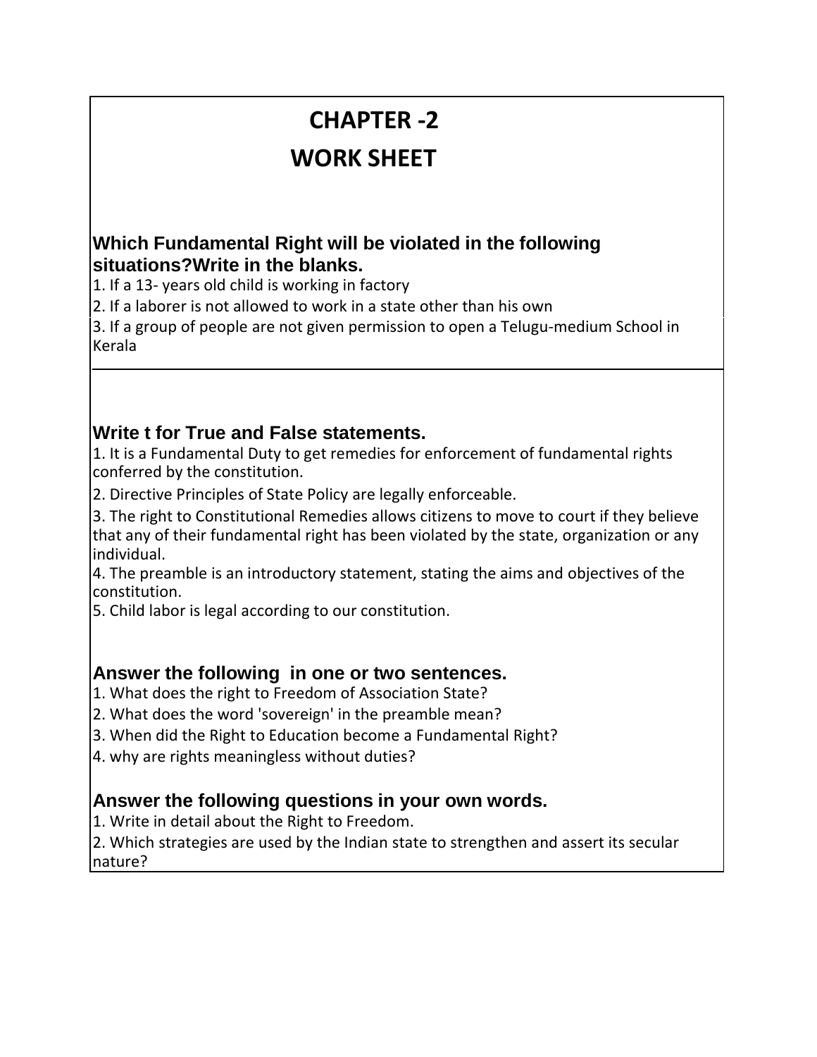# CHAPTER -2

# WORK SHEET

### Which Fundamental Right will be violated in the following situations?Write in the blanks.

1. If a 13- years old child is working in factory
2. If a laborer is not allowed to work in a state other than his own
3. If a group of people are not given permission to open a Telugu-medium School in Kerala

### Write t for True and False statements.

1. It is a Fundamental Duty to get remedies for enforcement of fundamental rights conferred by the constitution.
2. Directive Principles of State Policy are legally enforceable.
3. The right to Constitutional Remedies allows citizens to move to court if they believe that any of their fundamental right has been violated by the state, organization or any individual.
4. The preamble is an introductory statement, stating the aims and objectives of the constitution.
5. Child labor is legal according to our constitution.

### Answer the following in one or two sentences.

1. What does the right to Freedom of Association State?
2. What does the word 'sovereign' in the preamble mean?
3. When did the Right to Education become a Fundamental Right?
4. why are rights meaningless without duties?

### Answer the following questions in your own words.

1. Write in detail about the Right to Freedom.
2. Which strategies are used by the Indian state to strengthen and assert its secular nature?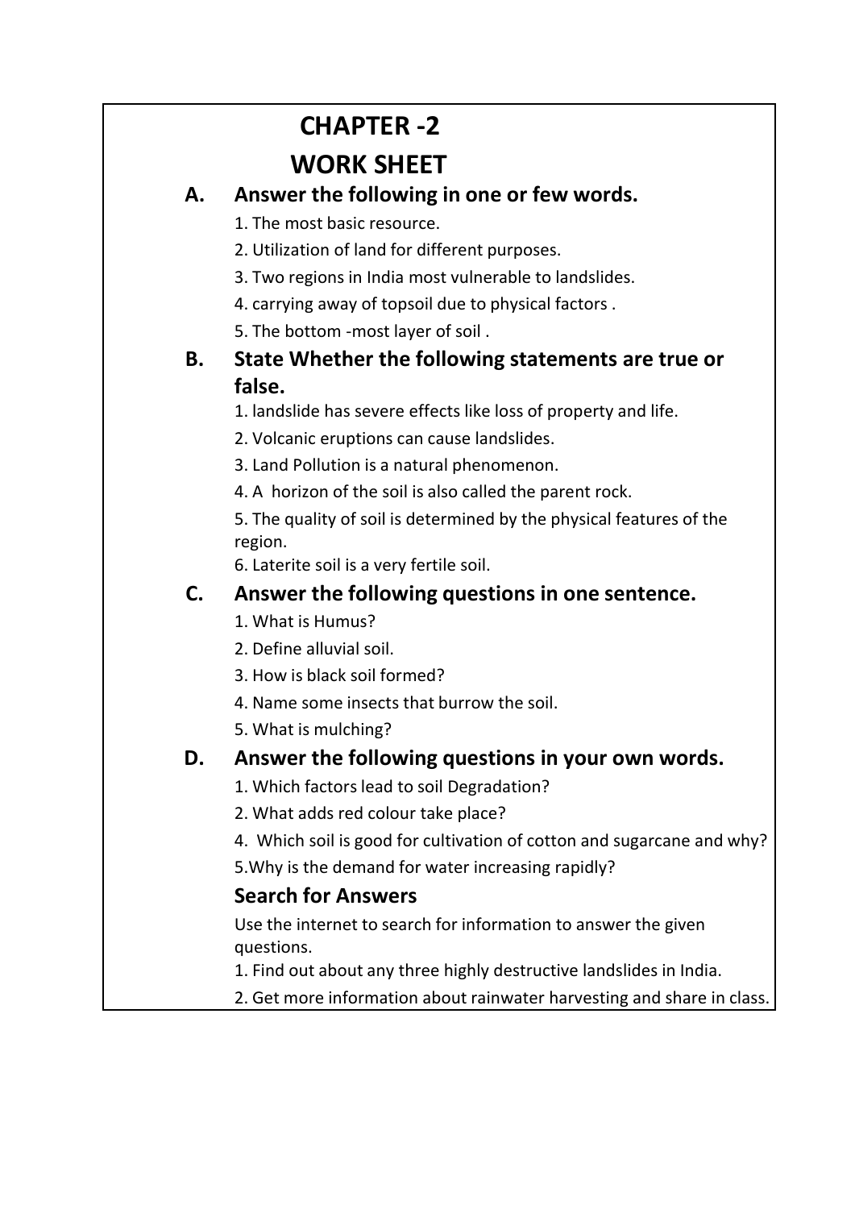# CHAPTER -2

# WORK SHEET

## A. Answer the following in one or few words.

1. The most basic resource.
2. Utilization of land for different purposes.
3. Two regions in India most vulnerable to landslides.
4. carrying away of topsoil due to physical factors .
5. The bottom -most layer of soil .

## B. State Whether the following statements are true or false.

1. landslide has severe effects like loss of property and life.
2. Volcanic eruptions can cause landslides.
3. Land Pollution is a natural phenomenon.
4. A horizon of the soil is also called the parent rock.
5. The quality of soil is determined by the physical features of the region.
6. Laterite soil is a very fertile soil.

## C. Answer the following questions in one sentence.

1. What is Humus?
2. Define alluvial soil.
3. How is black soil formed?
4. Name some insects that burrow the soil.
5. What is mulching?

## D. Answer the following questions in your own words.

1. Which factors lead to soil Degradation?
2. What adds red colour take place?

4. Which soil is good for cultivation of cotton and sugarcane and why?

5. Why is the demand for water increasing rapidly?

## Search for Answers

Use the internet to search for information to answer the given questions.

1. Find out about any three highly destructive landslides in India.
2. Get more information about rainwater harvesting and share in class.